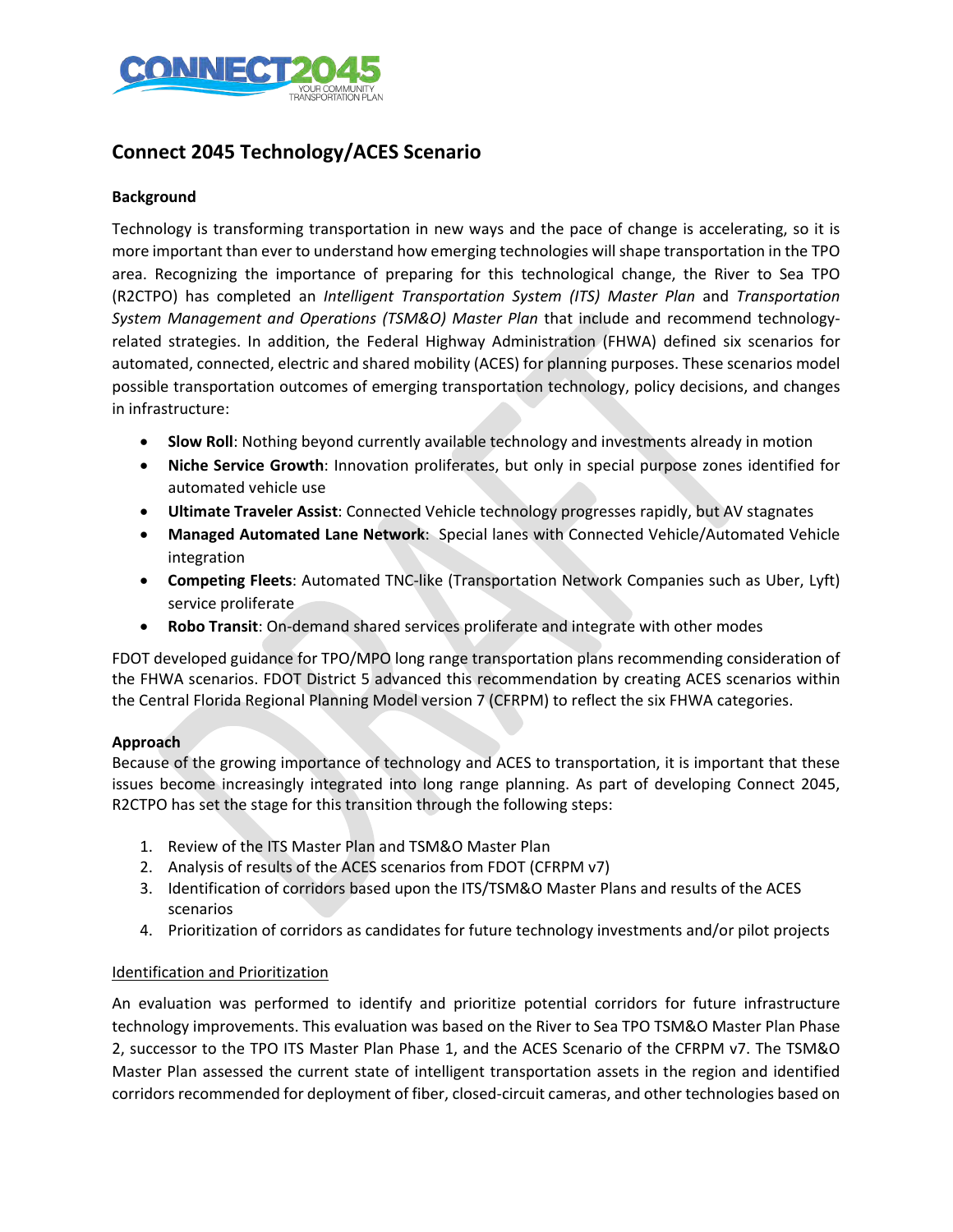# Connect 2045 Technology/ACES Scenario

### Background

Technology is transforming transportation in new ways and the pace of change is accelerating, so it is more important than ever to understand how emerging technologies will shape transportation in the TPO area. Recognizing the importance of preparing for this technological change, the River to Sea TPO (R2CTPO) has completed an *Intelligent Transportation System (ITS) Master Plan* and *Transportation System Management and Operations (TSM&O) Master Plan* that include and recommend technology-related strategies. In addition, the Federal Highway Administration (FHWA) defined six scenarios for automated, connected, electric and shared mobility (ACES) for planning purposes. These scenarios model possible transportation outcomes of emerging transportation technology, policy decisions, and changes in infrastructure:

- **Slow Roll**: Nothing beyond currently available technology and investments already in motion
- **Niche Service Growth**: Innovation proliferates, but only in special purpose zones identified for automated vehicle use
- **Ultimate Traveler Assist**: Connected Vehicle technology progresses rapidly, but AV stagnates
- **Managed Automated Lane Network**: Special lanes with Connected Vehicle/Automated Vehicle integration
- **Competing Fleets**: Automated TNC-like (Transportation Network Companies such as Uber, Lyft) service proliferate
- **Robo Transit**: On-demand shared services proliferate and integrate with other modes

FDOT developed guidance for TPO/MPO long range transportation plans recommending consideration of the FHWA scenarios. FDOT District 5 advanced this recommendation by creating ACES scenarios within the Central Florida Regional Planning Model version 7 (CFRPM) to reflect the six FHWA categories.

### Approach

Because of the growing importance of technology and ACES to transportation, it is important that these issues become increasingly integrated into long range planning. As part of developing Connect 2045, R2CTPO has set the stage for this transition through the following steps:

1. Review of the ITS Master Plan and TSM&O Master Plan
2. Analysis of results of the ACES scenarios from FDOT (CFRPM v7)
3. Identification of corridors based upon the ITS/TSM&O Master Plans and results of the ACES scenarios
4. Prioritization of corridors as candidates for future technology investments and/or pilot projects

#### Identification and Prioritization

An evaluation was performed to identify and prioritize potential corridors for future infrastructure technology improvements. This evaluation was based on the River to Sea TPO TSM&O Master Plan Phase 2, successor to the TPO ITS Master Plan Phase 1, and the ACES Scenario of the CFRPM v7. The TSM&O Master Plan assessed the current state of intelligent transportation assets in the region and identified corridors recommended for deployment of fiber, closed-circuit cameras, and other technologies based on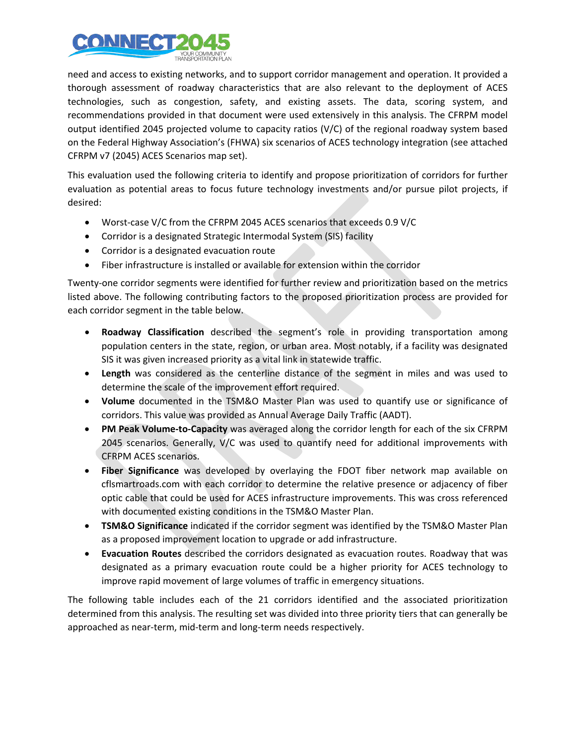need and access to existing networks, and to support corridor management and operation. It provided a thorough assessment of roadway characteristics that are also relevant to the deployment of ACES technologies, such as congestion, safety, and existing assets. The data, scoring system, and recommendations provided in that document were used extensively in this analysis. The CFRPM model output identified 2045 projected volume to capacity ratios (V/C) of the regional roadway system based on the Federal Highway Association's (FHWA) six scenarios of ACES technology integration (see attached CFRPM v7 (2045) ACES Scenarios map set).

This evaluation used the following criteria to identify and propose prioritization of corridors for further evaluation as potential areas to focus future technology investments and/or pursue pilot projects, if desired:

- Worst-case V/C from the CFRPM 2045 ACES scenarios that exceeds 0.9 V/C
- Corridor is a designated Strategic Intermodal System (SIS) facility
- Corridor is a designated evacuation route
- Fiber infrastructure is installed or available for extension within the corridor

Twenty-one corridor segments were identified for further review and prioritization based on the metrics listed above. The following contributing factors to the proposed prioritization process are provided for each corridor segment in the table below.

- **Roadway Classification** described the segment's role in providing transportation among population centers in the state, region, or urban area. Most notably, if a facility was designated SIS it was given increased priority as a vital link in statewide traffic.
- **Length** was considered as the centerline distance of the segment in miles and was used to determine the scale of the improvement effort required.
- **Volume** documented in the TSM&O Master Plan was used to quantify use or significance of corridors. This value was provided as Annual Average Daily Traffic (AADT).
- **PM Peak Volume-to-Capacity** was averaged along the corridor length for each of the six CFRPM 2045 scenarios. Generally, V/C was used to quantify need for additional improvements with CFRPM ACES scenarios.
- **Fiber Significance** was developed by overlaying the FDOT fiber network map available on cflsmartroads.com with each corridor to determine the relative presence or adjacency of fiber optic cable that could be used for ACES infrastructure improvements. This was cross referenced with documented existing conditions in the TSM&O Master Plan.
- **TSM&O Significance** indicated if the corridor segment was identified by the TSM&O Master Plan as a proposed improvement location to upgrade or add infrastructure.
- **Evacuation Routes** described the corridors designated as evacuation routes. Roadway that was designated as a primary evacuation route could be a higher priority for ACES technology to improve rapid movement of large volumes of traffic in emergency situations.

The following table includes each of the 21 corridors identified and the associated prioritization determined from this analysis. The resulting set was divided into three priority tiers that can generally be approached as near-term, mid-term and long-term needs respectively.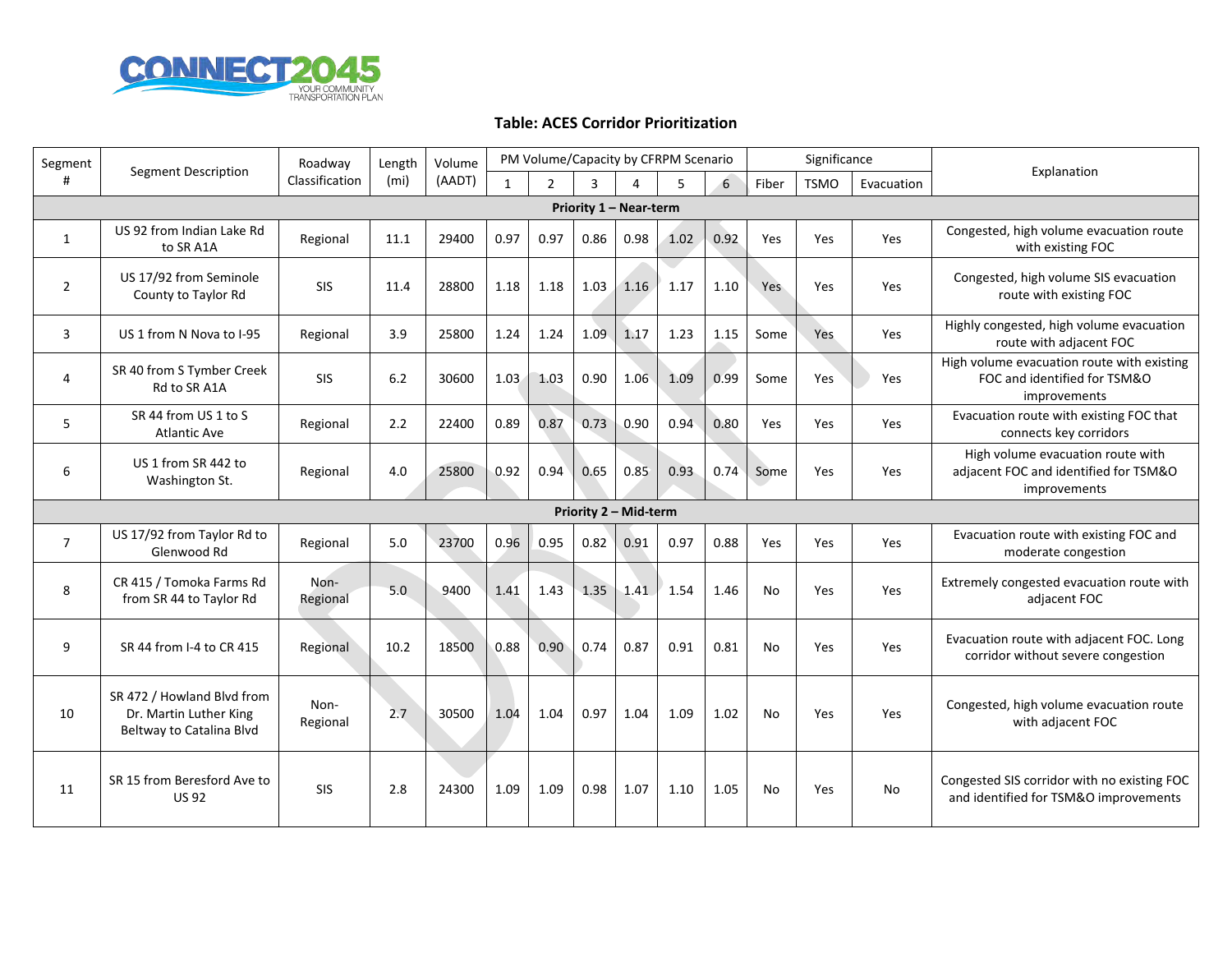### Table: ACES Corridor Prioritization

| Segment # | Segment Description | Roadway Classification | Length (mi) | Volume (AADT) | PM Volume/Capacity by CFRPM Scenario | | | | | | Significance | | | Explanation |
|---|---|---|---|---|---|---|---|---|---|---|---|---|---|---|
| | | | | | 1 | 2 | 3 | 4 | 5 | 6 | Fiber | TSMO | Evacuation | |
| **Priority 1 – Near-term** | | | | | | | | | | | | | | |
| 1 | US 92 from Indian Lake Rd to SR A1A | Regional | 11.1 | 29400 | 0.97 | 0.97 | 0.86 | 0.98 | 1.02 | 0.92 | Yes | Yes | Yes | Congested, high volume evacuation route with existing FOC |
| 2 | US 17/92 from Seminole County to Taylor Rd | SIS | 11.4 | 28800 | 1.18 | 1.18 | 1.03 | 1.16 | 1.17 | 1.10 | Yes | Yes | Yes | Congested, high volume SIS evacuation route with existing FOC |
| 3 | US 1 from N Nova to I-95 | Regional | 3.9 | 25800 | 1.24 | 1.24 | 1.09 | 1.17 | 1.23 | 1.15 | Some | Yes | Yes | Highly congested, high volume evacuation route with adjacent FOC |
| 4 | SR 40 from S Tymber Creek Rd to SR A1A | SIS | 6.2 | 30600 | 1.03 | 1.03 | 0.90 | 1.06 | 1.09 | 0.99 | Some | Yes | Yes | High volume evacuation route with existing FOC and identified for TSM&O improvements |
| 5 | SR 44 from US 1 to S Atlantic Ave | Regional | 2.2 | 22400 | 0.89 | 0.87 | 0.73 | 0.90 | 0.94 | 0.80 | Yes | Yes | Yes | Evacuation route with existing FOC that connects key corridors |
| 6 | US 1 from SR 442 to Washington St. | Regional | 4.0 | 25800 | 0.92 | 0.94 | 0.65 | 0.85 | 0.93 | 0.74 | Some | Yes | Yes | High volume evacuation route with adjacent FOC and identified for TSM&O improvements |
| **Priority 2 – Mid-term** | | | | | | | | | | | | | | |
| 7 | US 17/92 from Taylor Rd to Glenwood Rd | Regional | 5.0 | 23700 | 0.96 | 0.95 | 0.82 | 0.91 | 0.97 | 0.88 | Yes | Yes | Yes | Evacuation route with existing FOC and moderate congestion |
| 8 | CR 415 / Tomoka Farms Rd from SR 44 to Taylor Rd | Non-Regional | 5.0 | 9400 | 1.41 | 1.43 | 1.35 | 1.41 | 1.54 | 1.46 | No | Yes | Yes | Extremely congested evacuation route with adjacent FOC |
| 9 | SR 44 from I-4 to CR 415 | Regional | 10.2 | 18500 | 0.88 | 0.90 | 0.74 | 0.87 | 0.91 | 0.81 | No | Yes | Yes | Evacuation route with adjacent FOC. Long corridor without severe congestion |
| 10 | SR 472 / Howland Blvd from Dr. Martin Luther King Beltway to Catalina Blvd | Non-Regional | 2.7 | 30500 | 1.04 | 1.04 | 0.97 | 1.04 | 1.09 | 1.02 | No | Yes | Yes | Congested, high volume evacuation route with adjacent FOC |
| 11 | SR 15 from Beresford Ave to US 92 | SIS | 2.8 | 24300 | 1.09 | 1.09 | 0.98 | 1.07 | 1.10 | 1.05 | No | Yes | No | Congested SIS corridor with no existing FOC and identified for TSM&O improvements |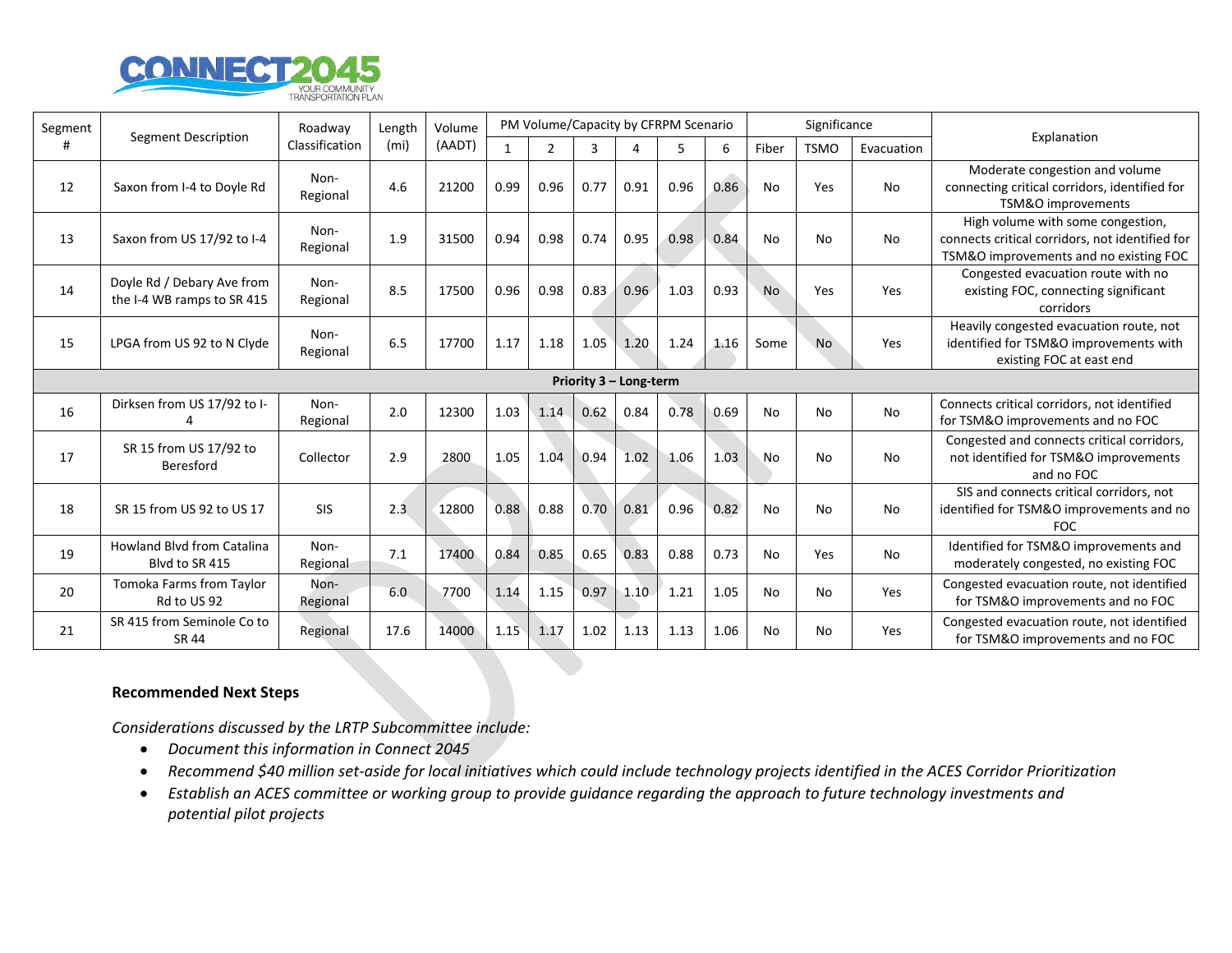| Segment # | Segment Description | Roadway Classification | Length (mi) | Volume (AADT) | PM Volume/Capacity by CFRPM Scenario | | | | | | Significance | | | Explanation |
|---|---|---|---|---|---|---|---|---|---|---|---|---|---|---|
| | | | | | 1 | 2 | 3 | 4 | 5 | 6 | Fiber | TSMO | Evacuation | |
| 12 | Saxon from I-4 to Doyle Rd | Non-Regional | 4.6 | 21200 | 0.99 | 0.96 | 0.77 | 0.91 | 0.96 | 0.86 | No | Yes | No | Moderate congestion and volume connecting critical corridors, identified for TSM&O improvements |
| 13 | Saxon from US 17/92 to I-4 | Non-Regional | 1.9 | 31500 | 0.94 | 0.98 | 0.74 | 0.95 | 0.98 | 0.84 | No | No | No | High volume with some congestion, connects critical corridors, not identified for TSM&O improvements and no existing FOC |
| 14 | Doyle Rd / Debary Ave from the I-4 WB ramps to SR 415 | Non-Regional | 8.5 | 17500 | 0.96 | 0.98 | 0.83 | 0.96 | 1.03 | 0.93 | No | Yes | Yes | Congested evacuation route with no existing FOC, connecting significant corridors |
| 15 | LPGA from US 92 to N Clyde | Non-Regional | 6.5 | 17700 | 1.17 | 1.18 | 1.05 | 1.20 | 1.24 | 1.16 | Some | No | Yes | Heavily congested evacuation route, not identified for TSM&O improvements with existing FOC at east end |
| **Priority 3 – Long-term** | | | | | | | | | | | | | | |
| 16 | Dirksen from US 17/92 to I-4 | Non-Regional | 2.0 | 12300 | 1.03 | 1.14 | 0.62 | 0.84 | 0.78 | 0.69 | No | No | No | Connects critical corridors, not identified for TSM&O improvements and no FOC |
| 17 | SR 15 from US 17/92 to Beresford | Collector | 2.9 | 2800 | 1.05 | 1.04 | 0.94 | 1.02 | 1.06 | 1.03 | No | No | No | Congested and connects critical corridors, not identified for TSM&O improvements and no FOC |
| 18 | SR 15 from US 92 to US 17 | SIS | 2.3 | 12800 | 0.88 | 0.88 | 0.70 | 0.81 | 0.96 | 0.82 | No | No | No | SIS and connects critical corridors, not identified for TSM&O improvements and no FOC |
| 19 | Howland Blvd from Catalina Blvd to SR 415 | Non-Regional | 7.1 | 17400 | 0.84 | 0.85 | 0.65 | 0.83 | 0.88 | 0.73 | No | Yes | No | Identified for TSM&O improvements and moderately congested, no existing FOC |
| 20 | Tomoka Farms from Taylor Rd to US 92 | Non-Regional | 6.0 | 7700 | 1.14 | 1.15 | 0.97 | 1.10 | 1.21 | 1.05 | No | No | Yes | Congested evacuation route, not identified for TSM&O improvements and no FOC |
| 21 | SR 415 from Seminole Co to SR 44 | Regional | 17.6 | 14000 | 1.15 | 1.17 | 1.02 | 1.13 | 1.13 | 1.06 | No | No | Yes | Congested evacuation route, not identified for TSM&O improvements and no FOC |

**Recommended Next Steps**

*Considerations discussed by the LRTP Subcommittee include:*

- *Document this information in Connect 2045*
- *Recommend $40 million set-aside for local initiatives which could include technology projects identified in the ACES Corridor Prioritization*
- *Establish an ACES committee or working group to provide guidance regarding the approach to future technology investments and potential pilot projects*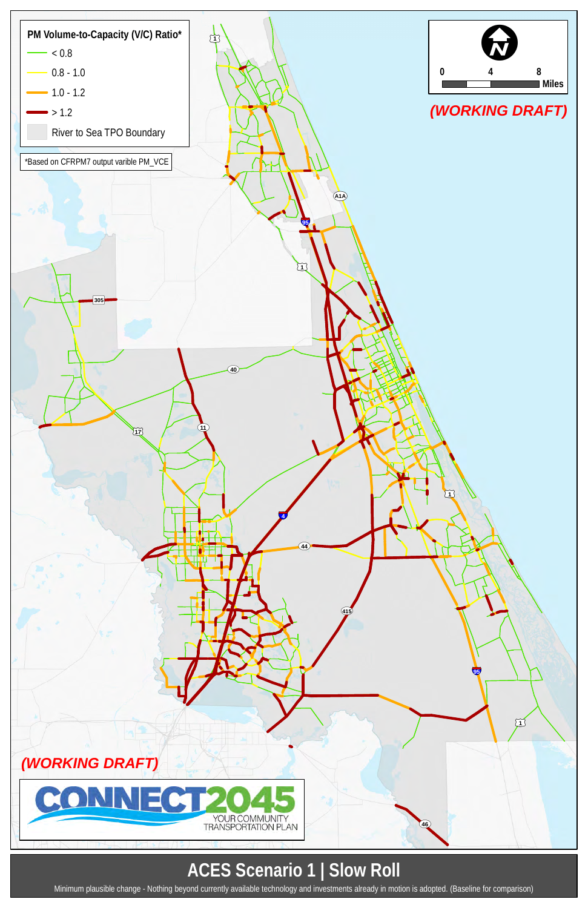**PM Volume-to-Capacity (V/C) Ratio***

- < 0.8
- 0.8 - 1.0
- 1.0 - 1.2
- > 1.2
- River to Sea TPO Boundary

*Based on CFRPM7 output varible PM_VCE

0 4 8 Miles

*(WORKING DRAFT)*

*(WORKING DRAFT)*

CONNECT2045 YOUR COMMUNITY TRANSPORTATION PLAN

# ACES Scenario 1 | Slow Roll

Minimum plausible change - Nothing beyond currently available technology and investments already in motion is adopted. (Baseline for comparison)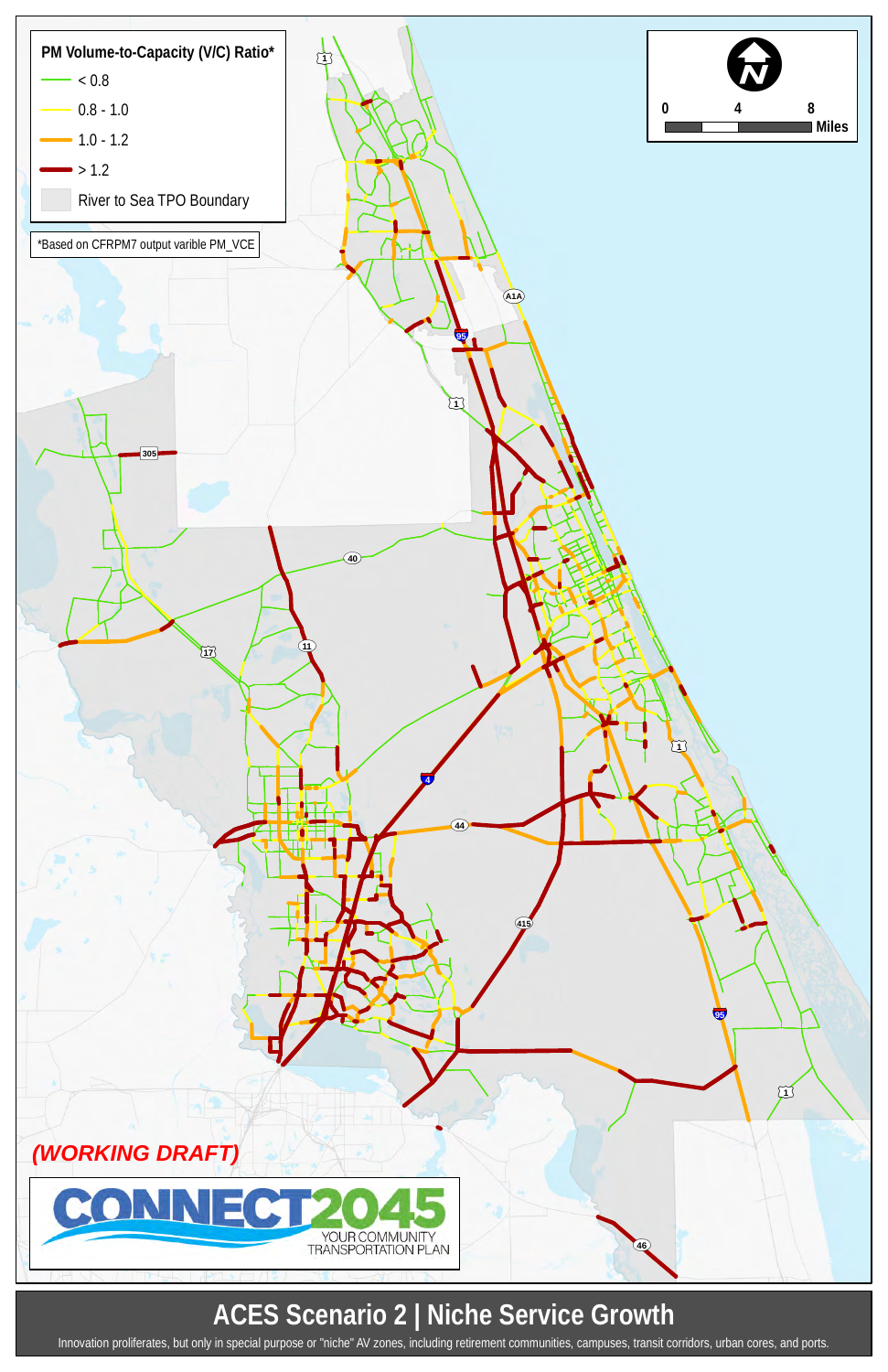PM Volume-to-Capacity (V/C) Ratio*

- < 0.8
- 0.8 - 1.0
- 1.0 - 1.2
- > 1.2
- River to Sea TPO Boundary

*Based on CFRPM7 output varible PM_VCE

0 4 8 Miles

*(WORKING DRAFT)*

CONNECT2045 YOUR COMMUNITY TRANSPORTATION PLAN

# ACES Scenario 2 | Niche Service Growth

Innovation proliferates, but only in special purpose or "niche" AV zones, including retirement communities, campuses, transit corridors, urban cores, and ports.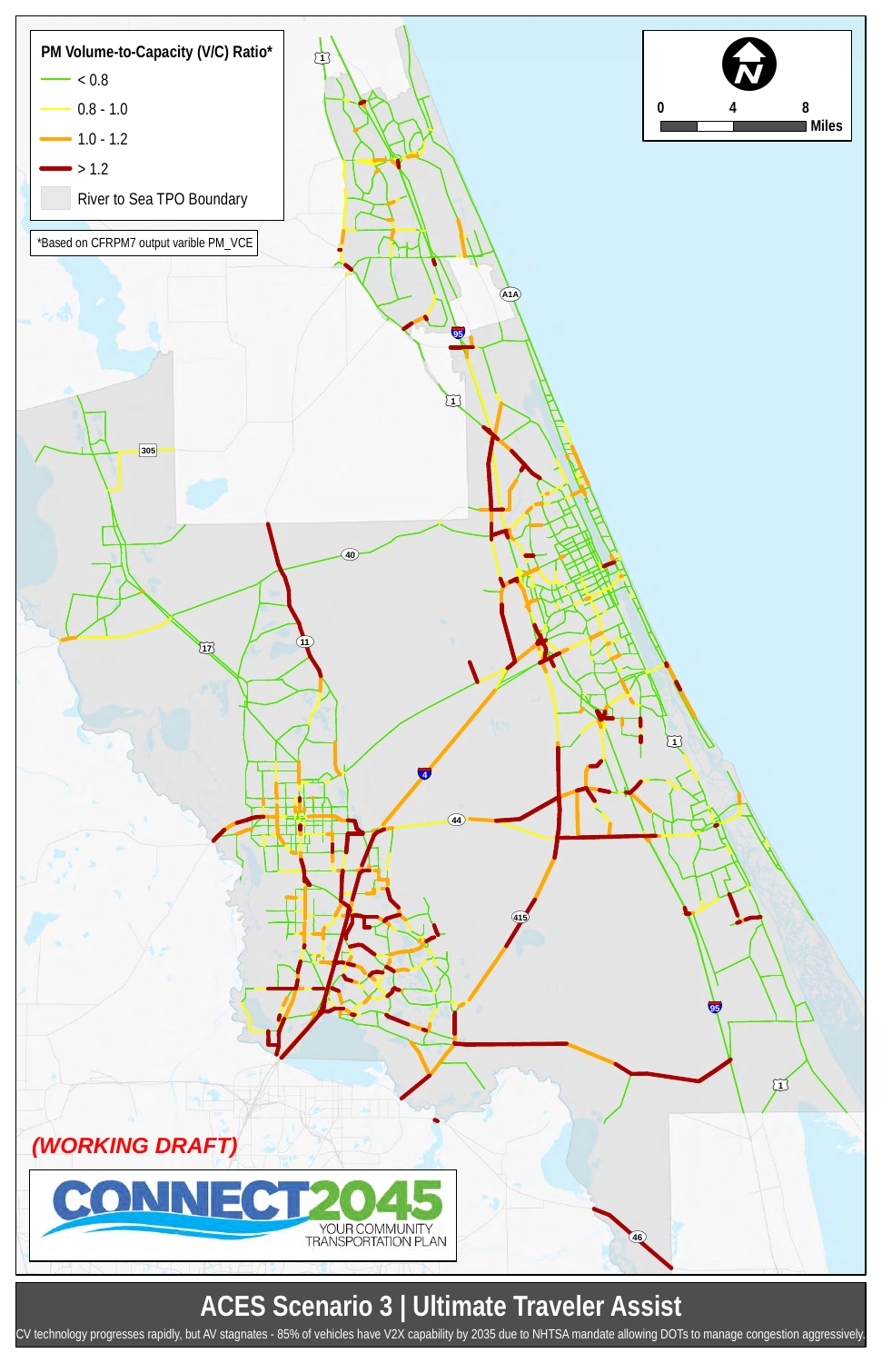PM Volume-to-Capacity (V/C) Ratio*

- < 0.8
- 0.8 - 1.0
- 1.0 - 1.2
- > 1.2
- River to Sea TPO Boundary

*Based on CFRPM7 output varible PM_VCE

0 4 8 Miles

*(WORKING DRAFT)*

CONNECT2045 YOUR COMMUNITY TRANSPORTATION PLAN

# ACES Scenario 3 | Ultimate Traveler Assist

CV technology progresses rapidly, but AV stagnates - 85% of vehicles have V2X capability by 2035 due to NHTSA mandate allowing DOTs to manage congestion aggressively.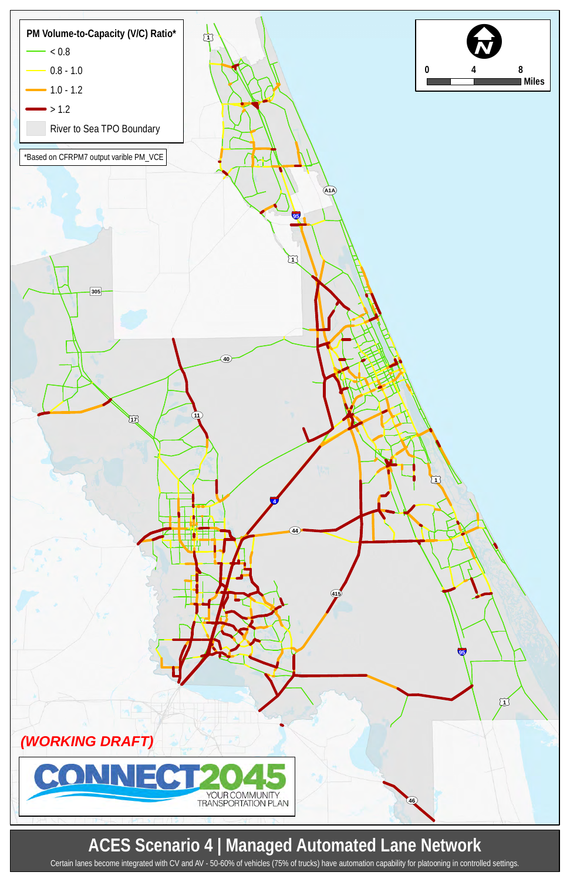PM Volume-to-Capacity (V/C) Ratio*

- < 0.8
- 0.8 - 1.0
- 1.0 - 1.2
- > 1.2
- River to Sea TPO Boundary

*Based on CFRPM7 output varible PM_VCE

0 4 8 Miles

(WORKING DRAFT)

CONNECT2045 YOUR COMMUNITY TRANSPORTATION PLAN

# ACES Scenario 4 | Managed Automated Lane Network

Certain lanes become integrated with CV and AV - 50-60% of vehicles (75% of trucks) have automation capability for platooning in controlled settings.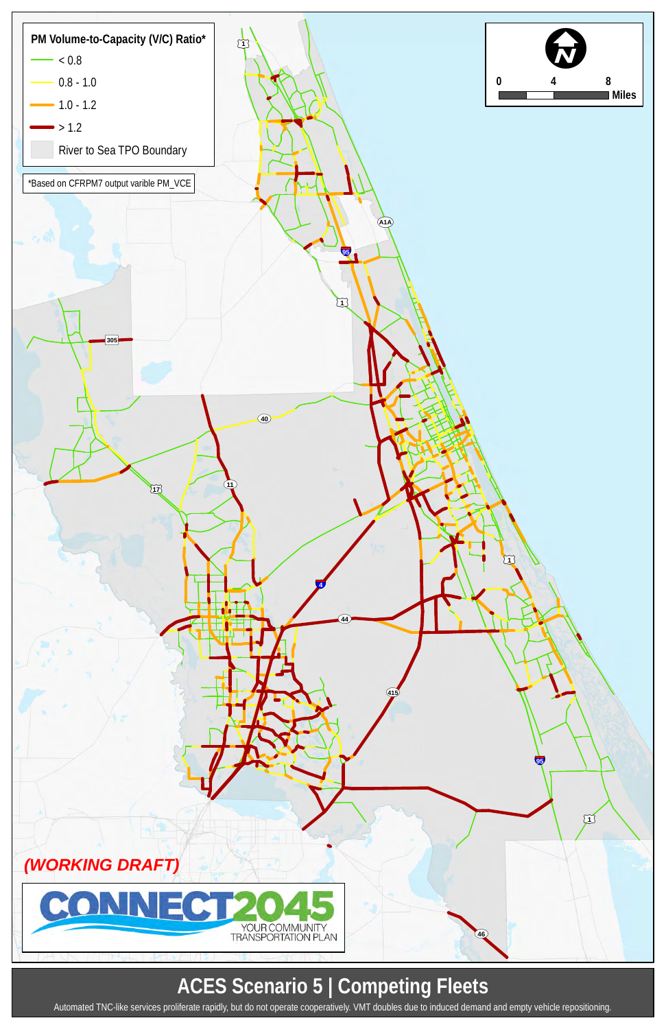PM Volume-to-Capacity (V/C) Ratio*

- < 0.8
- 0.8 - 1.0
- 1.0 - 1.2
- > 1.2
- River to Sea TPO Boundary

*Based on CFRPM7 output varible PM_VCE

0 4 8 Miles

1, A1A, 95, 305, 40, 17, 11, 4, 44, 415, 95, 1, 46

*(WORKING DRAFT)*

CONNECT2045 YOUR COMMUNITY TRANSPORTATION PLAN

# ACES Scenario 5 | Competing Fleets

Automated TNC-like services proliferate rapidly, but do not operate cooperatively. VMT doubles due to induced demand and empty vehicle repositioning.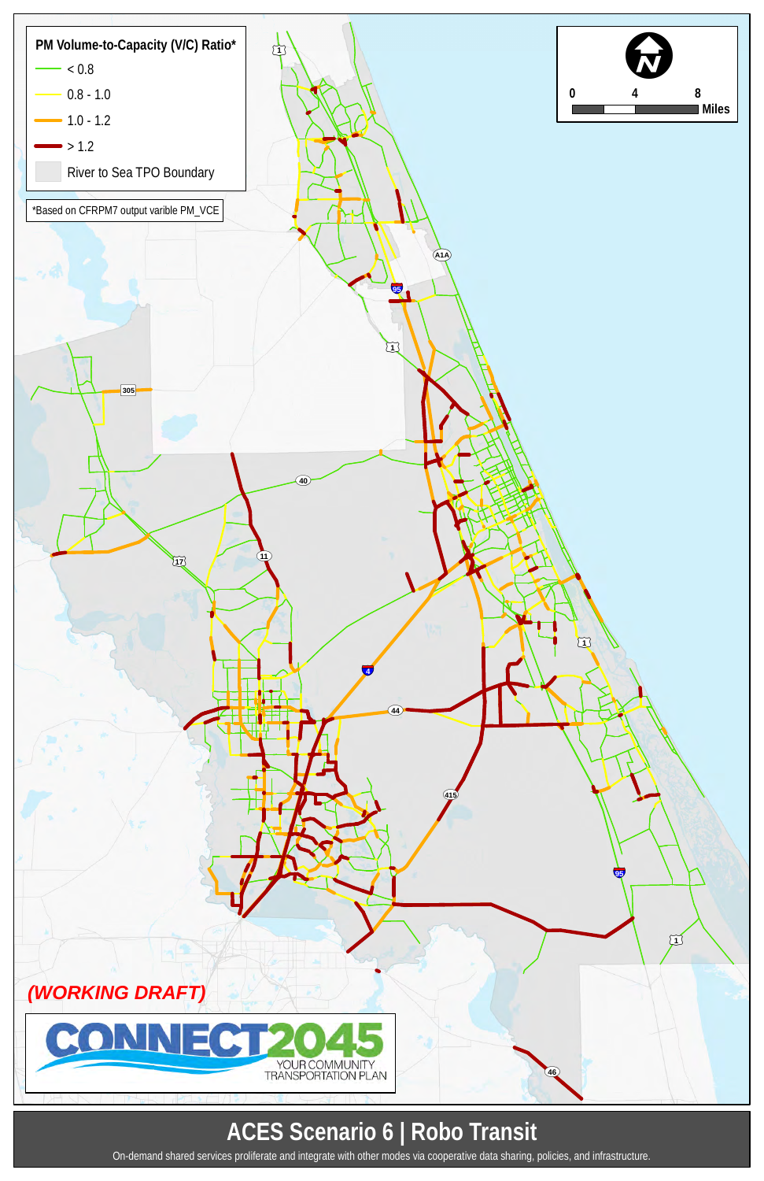PM Volume-to-Capacity (V/C) Ratio*

< 0.8

0.8 - 1.0

1.0 - 1.2

> 1.2

River to Sea TPO Boundary

*Based on CFRPM7 output varible PM_VCE

0 4 8 Miles

1
A1A
95
1
305
40
11
17
4
44
1
415
95
1
46

(WORKING DRAFT)

CONNECT2045 YOUR COMMUNITY TRANSPORTATION PLAN

# ACES Scenario 6 | Robo Transit

On-demand shared services proliferate and integrate with other modes via cooperative data sharing, policies, and infrastructure.